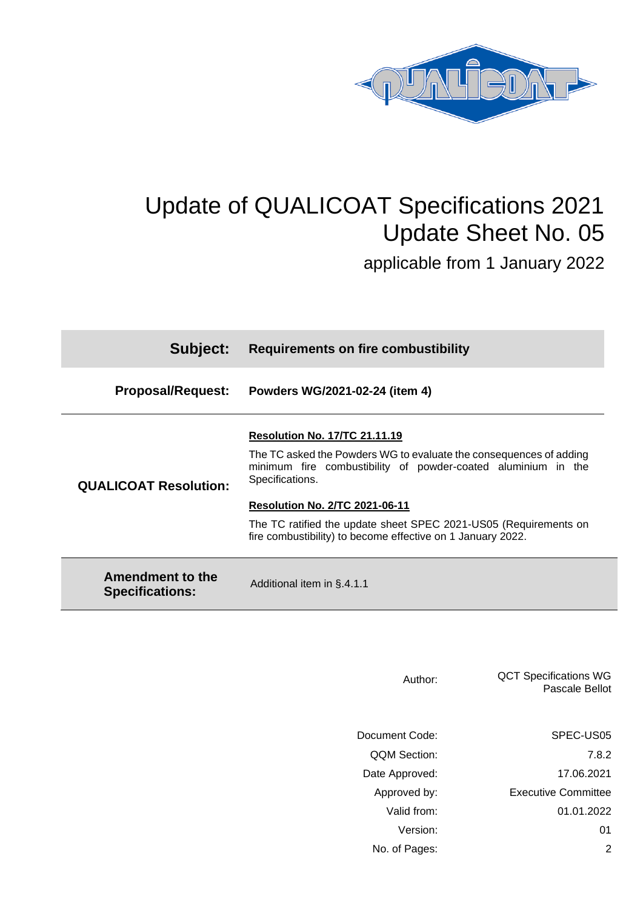# Update of QUALICOAT Specifications 2021

## Update Sheet No. 05

applicable from 1 January 2022

| | |
|---|---|
| **Subject:** | **Requirements on fire combustibility** |
| **Proposal/Request:** | **Powders WG/2021-02-24 (item 4)** |
| **QUALICOAT Resolution:** | **<u>Resolution No. 17/TC 21.11.19</u>**<br><br>The TC asked the Powders WG to evaluate the consequences of adding minimum fire combustibility of powder-coated aluminium in the Specifications.<br><br>**<u>Resolution No. 2/TC 2021-06-11</u>**<br><br>The TC ratified the update sheet SPEC 2021-US05 (Requirements on fire combustibility) to become effective on 1 January 2022. |
| **Amendment to the Specifications:** | Additional item in §.4.1.1 |

| | |
|---|---|
| Author: | QCT Specifications WG<br>Pascale Bellot |
| Document Code: | SPEC-US05 |
| QQM Section: | 7.8.2 |
| Date Approved: | 17.06.2021 |
| Approved by: | Executive Committee |
| Valid from: | 01.01.2022 |
| Version: | 01 |
| No. of Pages: | 2 |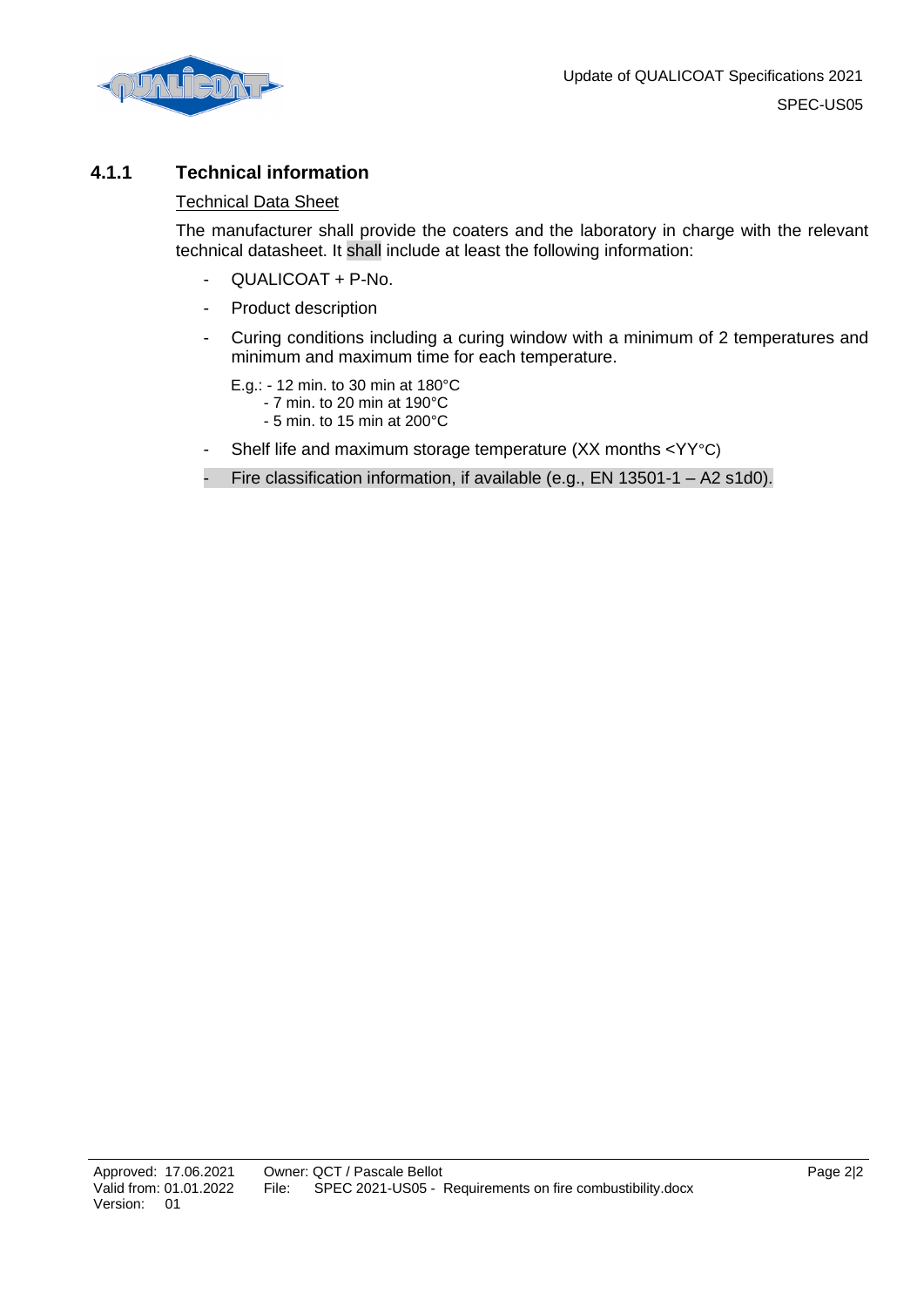### 4.1.1 Technical information

Technical Data Sheet

The manufacturer shall provide the coaters and the laboratory in charge with the relevant technical datasheet. It shall include at least the following information:

- QUALICOAT + P-No.
- Product description
- Curing conditions including a curing window with a minimum of 2 temperatures and minimum and maximum time for each temperature.

  E.g.: - 12 min. to 30 min at 180°C
  - 7 min. to 20 min at 190°C
  - 5 min. to 15 min at 200°C

- Shelf life and maximum storage temperature (XX months <YY°C)
- Fire classification information, if available (e.g., EN 13501-1 – A2 s1d0).

Approved: 17.06.2021
Valid from: 01.01.2022
Version: 01
Owner: QCT / Pascale Bellot
File: SPEC 2021-US05 - Requirements on fire combustibility.docx